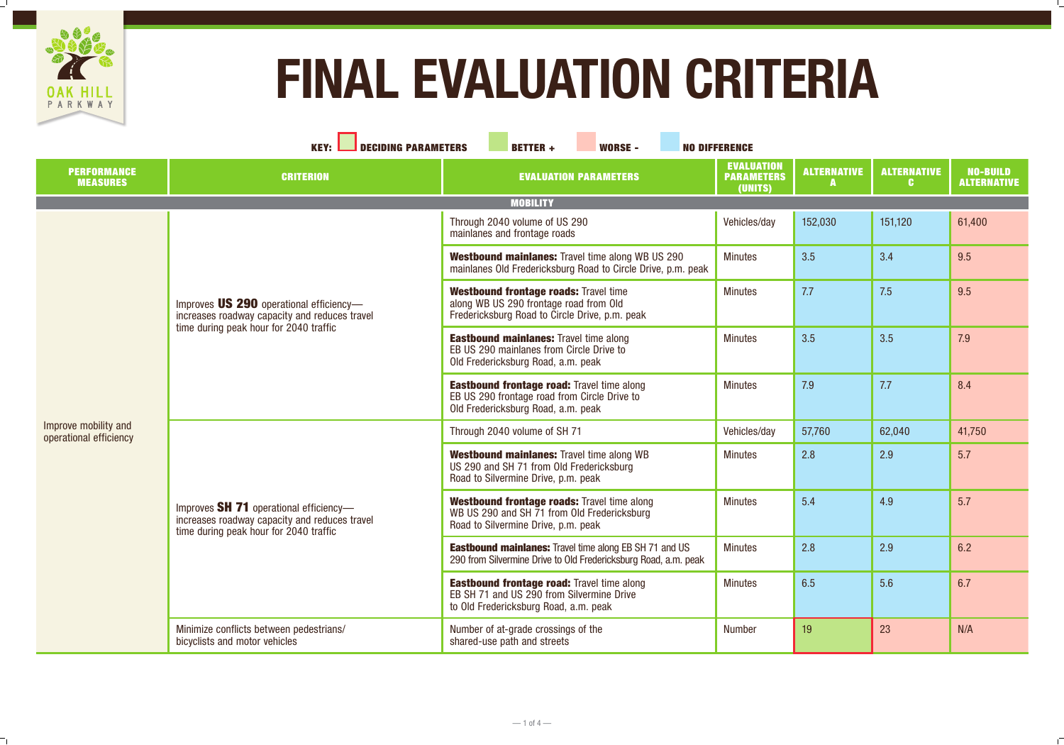# FINAL EVALUATION CRITERIA

**KEY:** DECIDING PARAMETERS | BETTER + | WORSE - | NO DIFFERENCE

| PERFORMANCE MEASURES | CRITERION | EVALUATION PARAMETERS | EVALUATION PARAMETERS (UNITS) | ALTERNATIVE A | ALTERNATIVE C | NO-BUILD ALTERNATIVE |
|---|---|---|---|---|---|---|
| **MOBILITY** | | | | | | |
| Improve mobility and operational efficiency | Improves **US 290** operational efficiency—increases roadway capacity and reduces travel time during peak hour for 2040 traffic | Through 2040 volume of US 290 mainlanes and frontage roads | Vehicles/day | 152,030 | 151,120 | 61,400 |
| | | **Westbound mainlanes:** Travel time along WB US 290 mainlanes Old Fredericksburg Road to Circle Drive, p.m. peak | Minutes | 3.5 | 3.4 | 9.5 |
| | | **Westbound frontage roads:** Travel time along WB US 290 frontage road from Old Fredericksburg Road to Circle Drive, p.m. peak | Minutes | 7.7 | 7.5 | 9.5 |
| | | **Eastbound mainlanes:** Travel time along EB US 290 mainlanes from Circle Drive to Old Fredericksburg Road, a.m. peak | Minutes | 3.5 | 3.5 | 7.9 |
| | | **Eastbound frontage road:** Travel time along EB US 290 frontage road from Circle Drive to Old Fredericksburg Road, a.m. peak | Minutes | 7.9 | 7.7 | 8.4 |
| | Improves **SH 71** operational efficiency—increases roadway capacity and reduces travel time during peak hour for 2040 traffic | Through 2040 volume of SH 71 | Vehicles/day | 57,760 | 62,040 | 41,750 |
| | | **Westbound mainlanes:** Travel time along WB US 290 and SH 71 from Old Fredericksburg Road to Silvermine Drive, p.m. peak | Minutes | 2.8 | 2.9 | 5.7 |
| | | **Westbound frontage roads:** Travel time along WB US 290 and SH 71 from Old Fredericksburg Road to Silvermine Drive, p.m. peak | Minutes | 5.4 | 4.9 | 5.7 |
| | | **Eastbound mainlanes:** Travel time along EB SH 71 and US 290 from Silvermine Drive to Old Fredericksburg Road, a.m. peak | Minutes | 2.8 | 2.9 | 6.2 |
| | | **Eastbound frontage road:** Travel time along EB SH 71 and US 290 from Silvermine Drive to Old Fredericksburg Road, a.m. peak | Minutes | 6.5 | 5.6 | 6.7 |
| | Minimize conflicts between pedestrians/bicyclists and motor vehicles | Number of at-grade crossings of the shared-use path and streets | Number | 19 | 23 | N/A |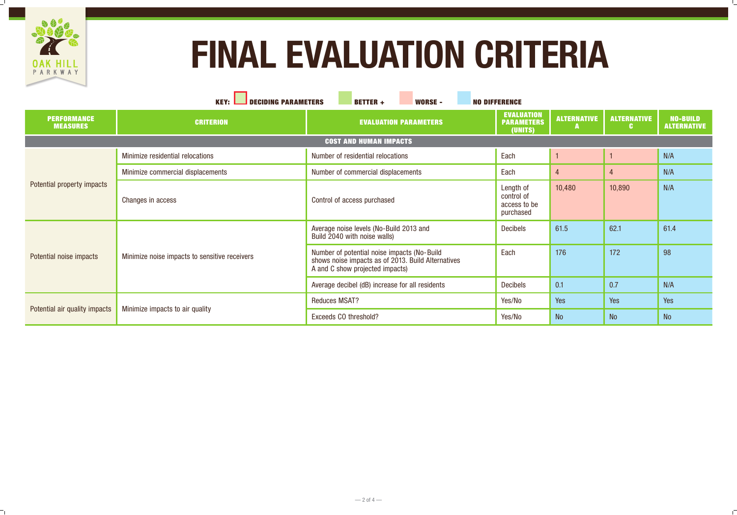# FINAL EVALUATION CRITERIA

KEY: DECIDING PARAMETERS | BETTER + | WORSE - | NO DIFFERENCE

| PERFORMANCE MEASURES | CRITERION | EVALUATION PARAMETERS | EVALUATION PARAMETERS (UNITS) | ALTERNATIVE A | ALTERNATIVE C | NO-BUILD ALTERNATIVE |
|---|---|---|---|---|---|---|
| **COST AND HUMAN IMPACTS** | | | | | | |
| Potential property impacts | Minimize residential relocations | Number of residential relocations | Each | 1 | 1 | N/A |
| | Minimize commercial displacements | Number of commercial displacements | Each | 4 | 4 | N/A |
| | Changes in access | Control of access purchased | Length of control of access to be purchased | 10,480 | 10,890 | N/A |
| Potential noise impacts | Minimize noise impacts to sensitive receivers | Average noise levels (No-Build 2013 and Build 2040 with noise walls) | Decibels | 61.5 | 62.1 | 61.4 |
| | | Number of potential noise impacts (No-Build shows noise impacts as of 2013. Build Alternatives A and C show projected impacts) | Each | 176 | 172 | 98 |
| | | Average decibel (dB) increase for all residents | Decibels | 0.1 | 0.7 | N/A |
| Potential air quality impacts | Minimize impacts to air quality | Reduces MSAT? | Yes/No | Yes | Yes | Yes |
| | | Exceeds CO threshold? | Yes/No | No | No | No |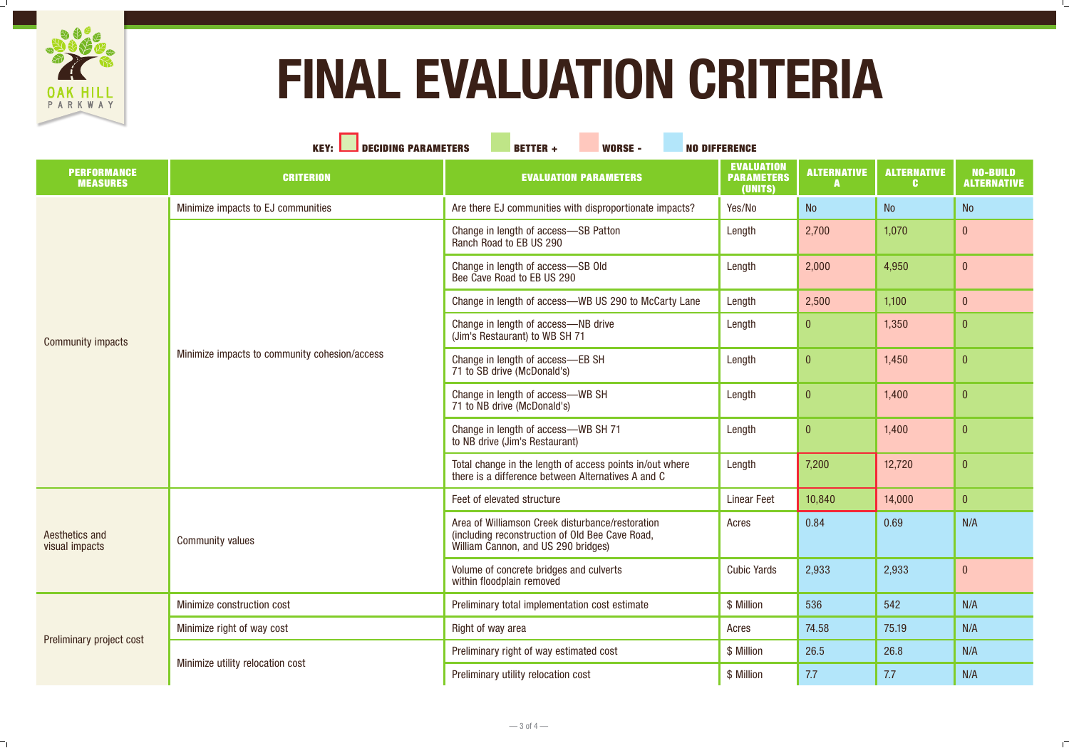# FINAL EVALUATION CRITERIA

KEY: DECIDING PARAMETERS | BETTER + | WORSE - | NO DIFFERENCE

| PERFORMANCE MEASURES | CRITERION | EVALUATION PARAMETERS | EVALUATION PARAMETERS (UNITS) | ALTERNATIVE A | ALTERNATIVE C | NO-BUILD ALTERNATIVE |
|---|---|---|---|---|---|---|
| Community impacts | Minimize impacts to EJ communities | Are there EJ communities with disproportionate impacts? | Yes/No | No | No | No |
| | Minimize impacts to community cohesion/access | Change in length of access—SB Patton Ranch Road to EB US 290 | Length | 2,700 | 1,070 | 0 |
| | | Change in length of access—SB Old Bee Cave Road to EB US 290 | Length | 2,000 | 4,950 | 0 |
| | | Change in length of access—WB US 290 to McCarty Lane | Length | 2,500 | 1,100 | 0 |
| | | Change in length of access—NB drive (Jim's Restaurant) to WB SH 71 | Length | 0 | 1,350 | 0 |
| | | Change in length of access—EB SH 71 to SB drive (McDonald's) | Length | 0 | 1,450 | 0 |
| | | Change in length of access—WB SH 71 to NB drive (McDonald's) | Length | 0 | 1,400 | 0 |
| | | Change in length of access—WB SH 71 to NB drive (Jim's Restaurant) | Length | 0 | 1,400 | 0 |
| | | Total change in the length of access points in/out where there is a difference between Alternatives A and C | Length | 7,200 | 12,720 | 0 |
| Aesthetics and visual impacts | Community values | Feet of elevated structure | Linear Feet | 10,840 | 14,000 | 0 |
| | | Area of Williamson Creek disturbance/restoration (including reconstruction of Old Bee Cave Road, William Cannon, and US 290 bridges) | Acres | 0.84 | 0.69 | N/A |
| | | Volume of concrete bridges and culverts within floodplain removed | Cubic Yards | 2,933 | 2,933 | 0 |
| Preliminary project cost | Minimize construction cost | Preliminary total implementation cost estimate | $ Million | 536 | 542 | N/A |
| | Minimize right of way cost | Right of way area | Acres | 74.58 | 75.19 | N/A |
| | Minimize utility relocation cost | Preliminary right of way estimated cost | $ Million | 26.5 | 26.8 | N/A |
| | | Preliminary utility relocation cost | $ Million | 7.7 | 7.7 | N/A |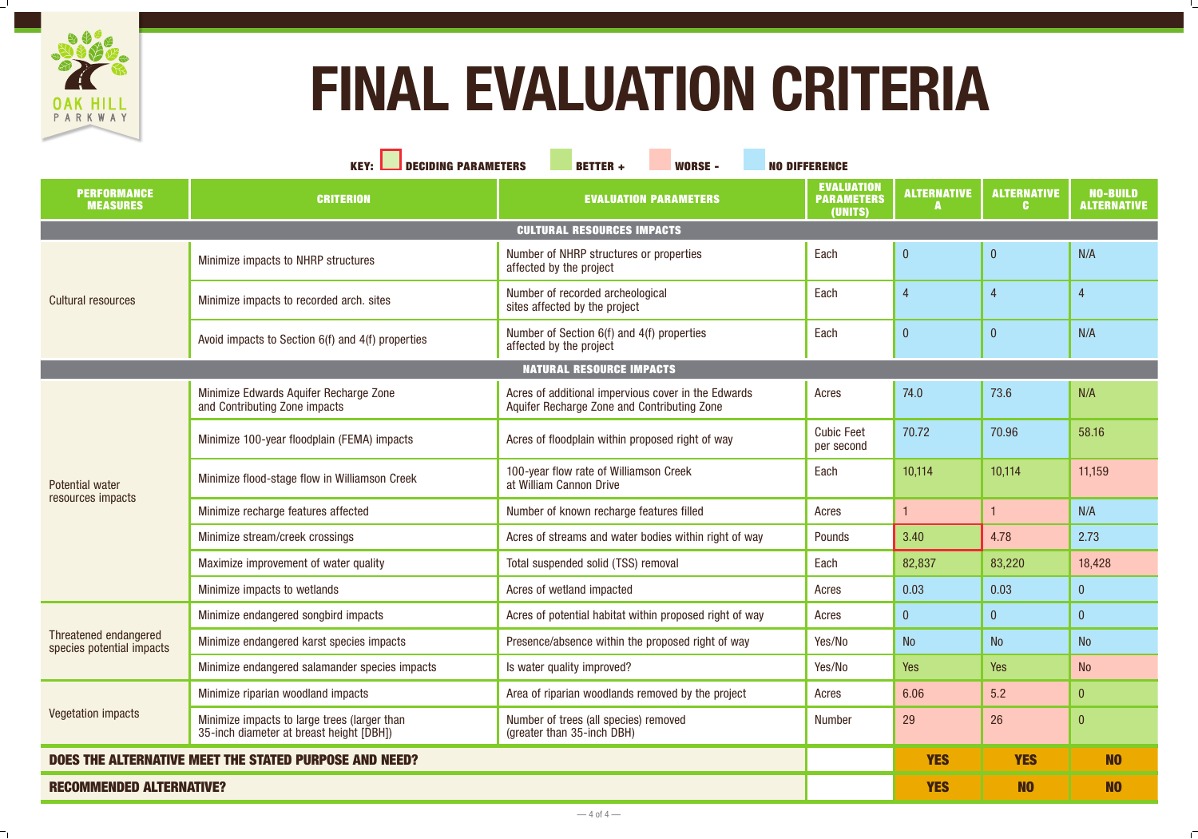# FINAL EVALUATION CRITERIA

KEY: DECIDING PARAMETERS | BETTER + | WORSE - | NO DIFFERENCE

| PERFORMANCE MEASURES | CRITERION | EVALUATION PARAMETERS | EVALUATION PARAMETERS (UNITS) | ALTERNATIVE A | ALTERNATIVE C | NO-BUILD ALTERNATIVE |
|---|---|---|---|---|---|---|
| **CULTURAL RESOURCES IMPACTS** | | | | | | |
| Cultural resources | Minimize impacts to NHRP structures | Number of NHRP structures or properties affected by the project | Each | 0 | 0 | N/A |
| | Minimize impacts to recorded arch. sites | Number of recorded archeological sites affected by the project | Each | 4 | 4 | 4 |
| | Avoid impacts to Section 6(f) and 4(f) properties | Number of Section 6(f) and 4(f) properties affected by the project | Each | 0 | 0 | N/A |
| **NATURAL RESOURCE IMPACTS** | | | | | | |
| Potential water resources impacts | Minimize Edwards Aquifer Recharge Zone and Contributing Zone impacts | Acres of additional impervious cover in the Edwards Aquifer Recharge Zone and Contributing Zone | Acres | 74.0 | 73.6 | N/A |
| | Minimize 100-year floodplain (FEMA) impacts | Acres of floodplain within proposed right of way | Cubic Feet per second | 70.72 | 70.96 | 58.16 |
| | Minimize flood-stage flow in Williamson Creek | 100-year flow rate of Williamson Creek at William Cannon Drive | Each | 10,114 | 10,114 | 11,159 |
| | Minimize recharge features affected | Number of known recharge features filled | Acres | 1 | 1 | N/A |
| | Minimize stream/creek crossings | Acres of streams and water bodies within right of way | Pounds | 3.40 | 4.78 | 2.73 |
| | Maximize improvement of water quality | Total suspended solid (TSS) removal | Each | 82,837 | 83,220 | 18,428 |
| | Minimize impacts to wetlands | Acres of wetland impacted | Acres | 0.03 | 0.03 | 0 |
| Threatened endangered species potential impacts | Minimize endangered songbird impacts | Acres of potential habitat within proposed right of way | Acres | 0 | 0 | 0 |
| | Minimize endangered karst species impacts | Presence/absence within the proposed right of way | Yes/No | No | No | No |
| | Minimize endangered salamander species impacts | Is water quality improved? | Yes/No | Yes | Yes | No |
| Vegetation impacts | Minimize riparian woodland impacts | Area of riparian woodlands removed by the project | Acres | 6.06 | 5.2 | 0 |
| | Minimize impacts to large trees (larger than 35-inch diameter at breast height [DBH]) | Number of trees (all species) removed (greater than 35-inch DBH) | Number | 29 | 26 | 0 |
| **DOES THE ALTERNATIVE MEET THE STATED PURPOSE AND NEED?** | | | | **YES** | **YES** | **NO** |
| **RECOMMENDED ALTERNATIVE?** | | | | **YES** | **NO** | **NO** |